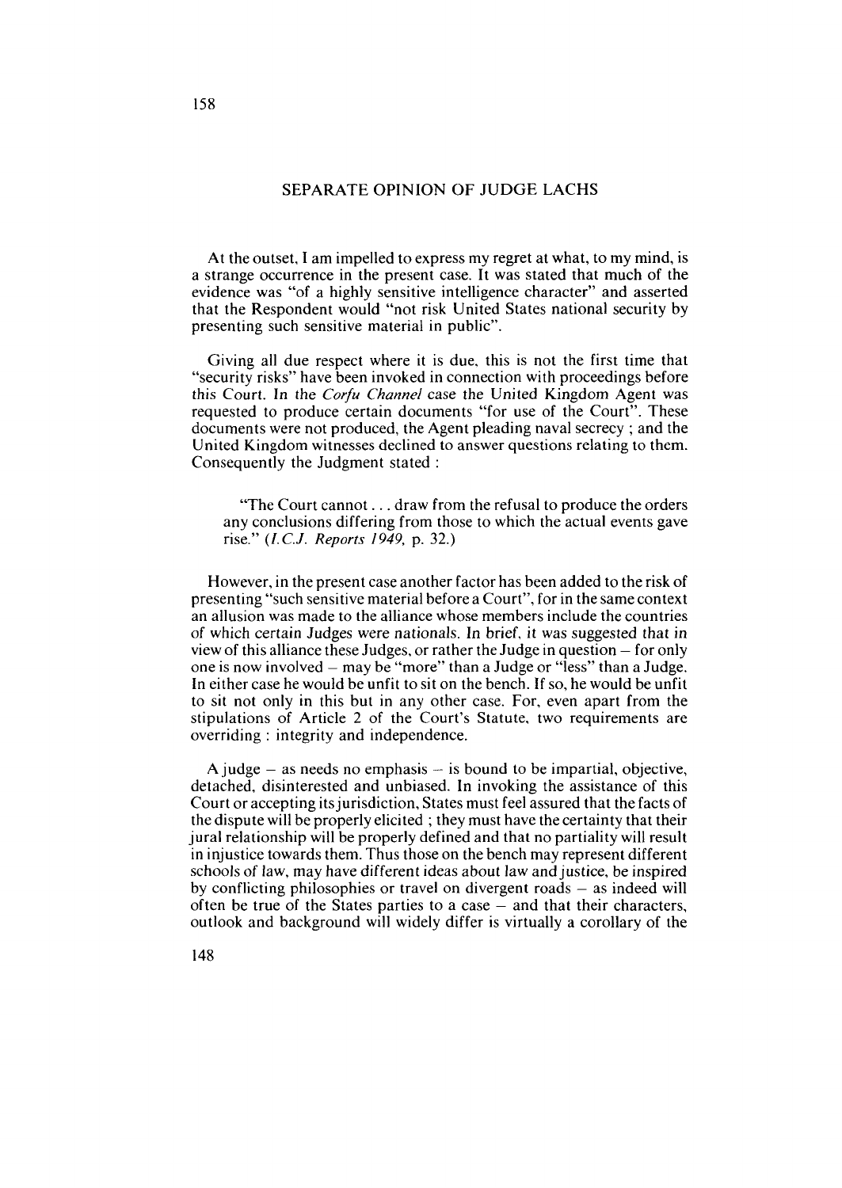## SEPARATE OPINION OF JUDGE LACHS

At the outset, I am impelled to express my regret at what, to my mind, is a strange occurrence in the present case. It was stated that much of the evidence was "of a highly sensitive intelligence character" and asserted that the Respondent would "not risk United States national security by presenting such sensitive material in public".

Giving all due respect where it is due, this is not the first time that "security risks" have been invoked in connection with proceedings before this Court. In the *Corfu Channel* case the United Kingdom Agent was requested to produce certain documents "for use of the Court". These documents were not produced, the Agent pleading naval secrecy ; and the United Kingdom witnesses declined to answer questions relating to them. Consequently the Judgment stated :

> "The Court cannot . . . draw from the refusal to produce the orders any conclusions differing from those to which the actual events gave rise." (*I.C.J. Reports 1949*, p. 32.)

However, in the present case another factor has been added to the risk of presenting "such sensitive material before a Court", for in the same context an allusion was made to the alliance whose members include the countries of which certain Judges were nationals. In brief, it was suggested that in view of this alliance these Judges, or rather the Judge in question – for only one is now involved – may be "more" than a Judge or "less" than a Judge. In either case he would be unfit to sit on the bench. If so, he would be unfit to sit not only in this but in any other case. For, even apart from the stipulations of Article 2 of the Court's Statute, two requirements are overriding : integrity and independence.

A judge – as needs no emphasis – is bound to be impartial, objective, detached, disinterested and unbiased. In invoking the assistance of this Court or accepting its jurisdiction, States must feel assured that the facts of the dispute will be properly elicited ; they must have the certainty that their jural relationship will be properly defined and that no partiality will result in injustice towards them. Thus those on the bench may represent different schools of law, may have different ideas about law and justice, be inspired by conflicting philosophies or travel on divergent roads – as indeed will often be true of the States parties to a case – and that their characters, outlook and background will widely differ is virtually a corollary of the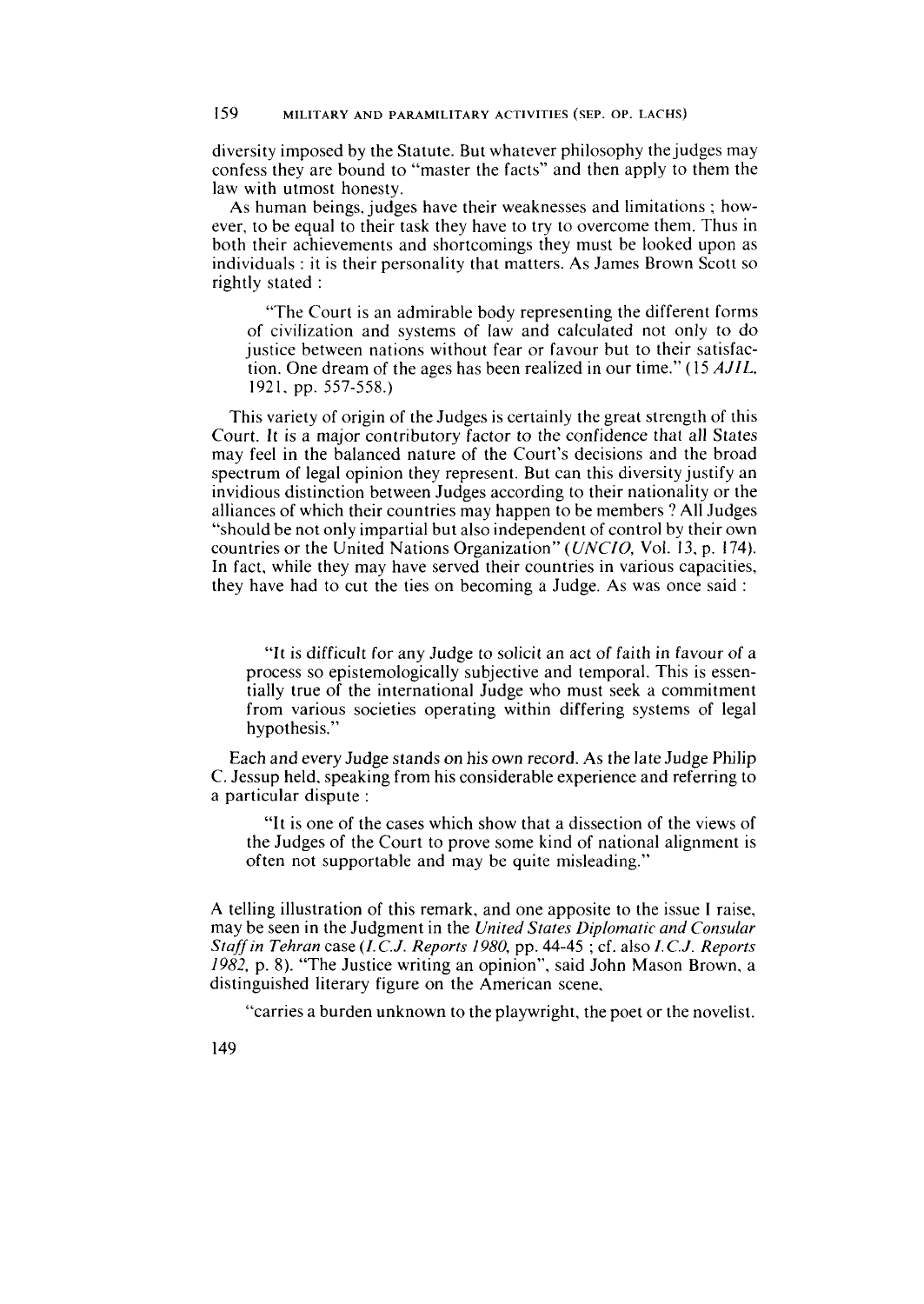diversity imposed by the Statute. But whatever philosophy the judges may confess they are bound to "master the facts" and then apply to them the law with utmost honesty.

As human beings, judges have their weaknesses and limitations ; however, to be equal to their task they have to try to overcome them. Thus in both their achievements and shortcomings they must be looked upon as individuals : it is their personality that matters. As James Brown Scott so rightly stated :

> "The Court is an admirable body representing the different forms of civilization and systems of law and calculated not only to do justice between nations without fear or favour but to their satisfaction. One dream of the ages has been realized in our time." (15 *AJIL*, 1921, pp. 557-558.)

This variety of origin of the Judges is certainly the great strength of this Court. It is a major contributory factor to the confidence that all States may feel in the balanced nature of the Court's decisions and the broad spectrum of legal opinion they represent. But can this diversity justify an invidious distinction between Judges according to their nationality or the alliances of which their countries may happen to be members ? All Judges "should be not only impartial but also independent of control by their own countries or the United Nations Organization" (*UNCIO*, Vol. 13, p. 174). In fact, while they may have served their countries in various capacities, they have had to cut the ties on becoming a Judge. As was once said :

> "It is difficult for any Judge to solicit an act of faith in favour of a process so epistemologically subjective and temporal. This is essentially true of the international Judge who must seek a commitment from various societies operating within differing systems of legal hypothesis."

Each and every Judge stands on his own record. As the late Judge Philip C. Jessup held, speaking from his considerable experience and referring to a particular dispute :

> "It is one of the cases which show that a dissection of the views of the Judges of the Court to prove some kind of national alignment is often not supportable and may be quite misleading."

A telling illustration of this remark, and one apposite to the issue I raise, may be seen in the Judgment in the *United States Diplomatic and Consular Staff in Tehran* case (*I.C.J. Reports 1980*, pp. 44-45 ; cf. also *I.C.J. Reports 1982*, p. 8). "The Justice writing an opinion", said John Mason Brown, a distinguished literary figure on the American scene,

> "carries a burden unknown to the playwright, the poet or the novelist.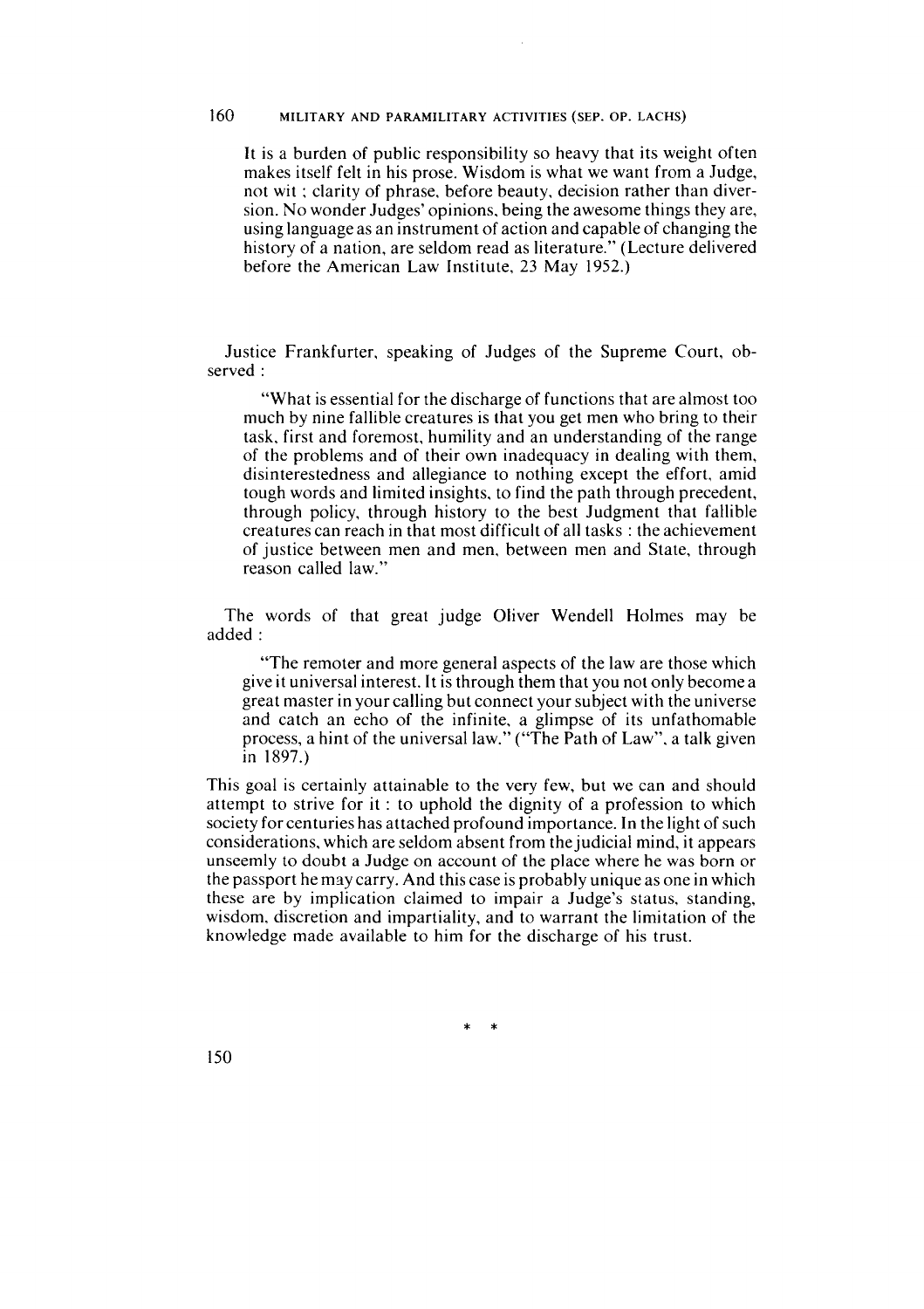It is a burden of public responsibility so heavy that its weight often makes itself felt in his prose. Wisdom is what we want from a Judge, not wit ; clarity of phrase, before beauty, decision rather than diversion. No wonder Judges' opinions, being the awesome things they are, using language as an instrument of action and capable of changing the history of a nation, are seldom read as literature." (Lecture delivered before the American Law Institute, 23 May 1952.)

Justice Frankfurter, speaking of Judges of the Supreme Court, observed :

> "What is essential for the discharge of functions that are almost too much by nine fallible creatures is that you get men who bring to their task, first and foremost, humility and an understanding of the range of the problems and of their own inadequacy in dealing with them, disinterestedness and allegiance to nothing except the effort, amid tough words and limited insights, to find the path through precedent, through policy, through history to the best Judgment that fallible creatures can reach in that most difficult of all tasks : the achievement of justice between men and men, between men and State, through reason called law."

The words of that great judge Oliver Wendell Holmes may be added :

> "The remoter and more general aspects of the law are those which give it universal interest. It is through them that you not only become a great master in your calling but connect your subject with the universe and catch an echo of the infinite, a glimpse of its unfathomable process, a hint of the universal law." ("The Path of Law", a talk given in 1897.)

This goal is certainly attainable to the very few, but we can and should attempt to strive for it : to uphold the dignity of a profession to which society for centuries has attached profound importance. In the light of such considerations, which are seldom absent from the judicial mind, it appears unseemly to doubt a Judge on account of the place where he was born or the passport he may carry. And this case is probably unique as one in which these are by implication claimed to impair a Judge's status, standing, wisdom, discretion and impartiality, and to warrant the limitation of the knowledge made available to him for the discharge of his trust.

\* \*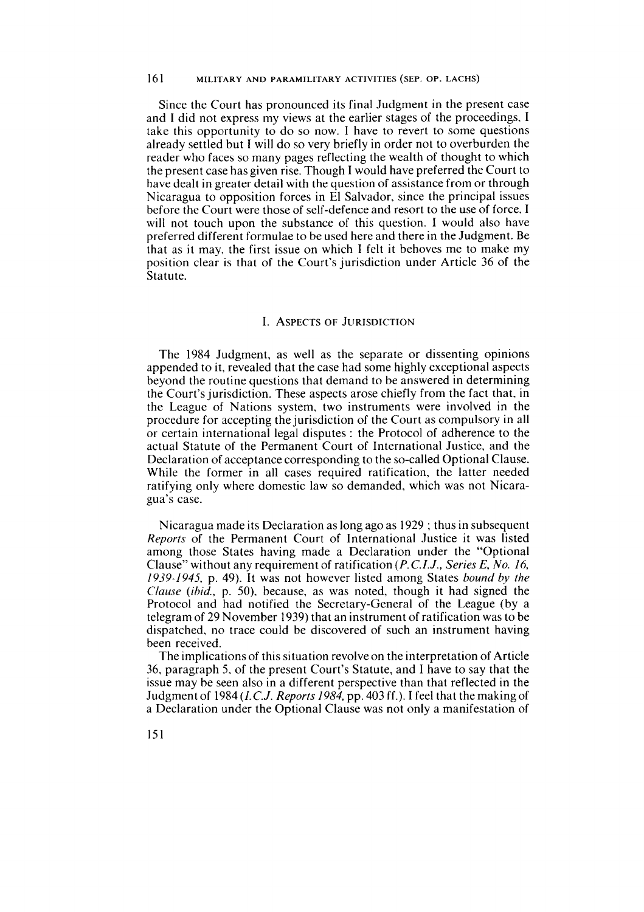Since the Court has pronounced its final Judgment in the present case and I did not express my views at the earlier stages of the proceedings, I take this opportunity to do so now. I have to revert to some questions already settled but I will do so very briefly in order not to overburden the reader who faces so many pages reflecting the wealth of thought to which the present case has given rise. Though I would have preferred the Court to have dealt in greater detail with the question of assistance from or through Nicaragua to opposition forces in El Salvador, since the principal issues before the Court were those of self-defence and resort to the use of force, I will not touch upon the substance of this question. I would also have preferred different formulae to be used here and there in the Judgment. Be that as it may, the first issue on which I felt it behoves me to make my position clear is that of the Court's jurisdiction under Article 36 of the Statute.

## I. Aspects of Jurisdiction

The 1984 Judgment, as well as the separate or dissenting opinions appended to it, revealed that the case had some highly exceptional aspects beyond the routine questions that demand to be answered in determining the Court's jurisdiction. These aspects arose chiefly from the fact that, in the League of Nations system, two instruments were involved in the procedure for accepting the jurisdiction of the Court as compulsory in all or certain international legal disputes : the Protocol of adherence to the actual Statute of the Permanent Court of International Justice, and the Declaration of acceptance corresponding to the so-called Optional Clause. While the former in all cases required ratification, the latter needed ratifying only where domestic law so demanded, which was not Nicaragua's case.

Nicaragua made its Declaration as long ago as 1929 ; thus in subsequent *Reports* of the Permanent Court of International Justice it was listed among those States having made a Declaration under the "Optional Clause" without any requirement of ratification (*P.C.I.J., Series E, No. 16, 1939-1945*, p. 49). It was not however listed among States *bound by the Clause* (*ibid.*, p. 50), because, as was noted, though it had signed the Protocol and had notified the Secretary-General of the League (by a telegram of 29 November 1939) that an instrument of ratification was to be dispatched, no trace could be discovered of such an instrument having been received.

The implications of this situation revolve on the interpretation of Article 36, paragraph 5, of the present Court's Statute, and I have to say that the issue may be seen also in a different perspective than that reflected in the Judgment of 1984 (*I.C.J. Reports 1984*, pp. 403 ff.). I feel that the making of a Declaration under the Optional Clause was not only a manifestation of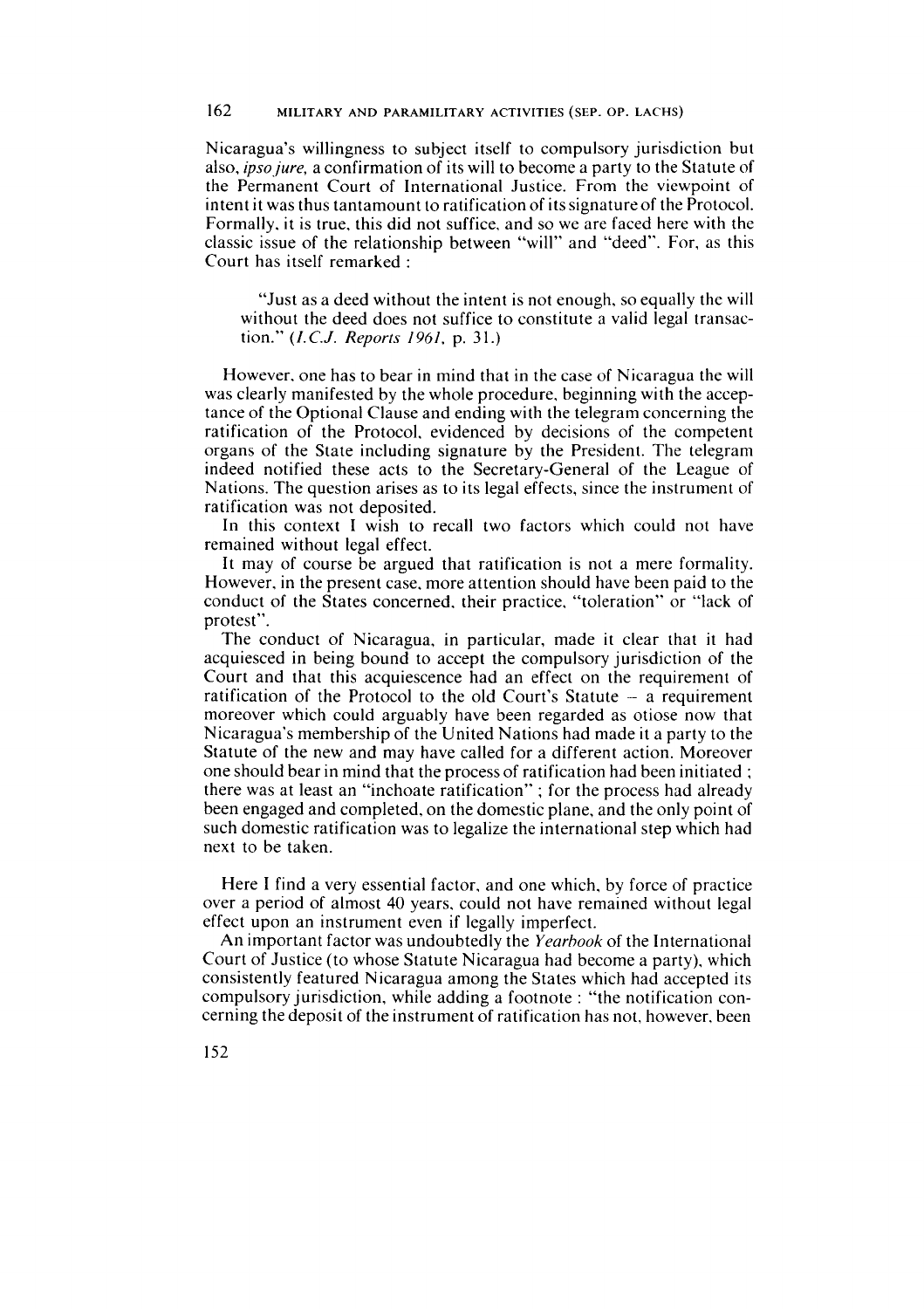Nicaragua's willingness to subject itself to compulsory jurisdiction but also, *ipso jure*, a confirmation of its will to become a party to the Statute of the Permanent Court of International Justice. From the viewpoint of intent it was thus tantamount to ratification of its signature of the Protocol. Formally, it is true, this did not suffice, and so we are faced here with the classic issue of the relationship between "will" and "deed". For, as this Court has itself remarked :

> "Just as a deed without the intent is not enough, so equally the will without the deed does not suffice to constitute a valid legal transaction." (*I.C.J. Reports 1961*, p. 31.)

However, one has to bear in mind that in the case of Nicaragua the will was clearly manifested by the whole procedure, beginning with the acceptance of the Optional Clause and ending with the telegram concerning the ratification of the Protocol, evidenced by decisions of the competent organs of the State including signature by the President. The telegram indeed notified these acts to the Secretary-General of the League of Nations. The question arises as to its legal effects, since the instrument of ratification was not deposited.

In this context I wish to recall two factors which could not have remained without legal effect.

It may of course be argued that ratification is not a mere formality. However, in the present case, more attention should have been paid to the conduct of the States concerned, their practice, "toleration" or "lack of protest".

The conduct of Nicaragua, in particular, made it clear that it had acquiesced in being bound to accept the compulsory jurisdiction of the Court and that this acquiescence had an effect on the requirement of ratification of the Protocol to the old Court's Statute – a requirement moreover which could arguably have been regarded as otiose now that Nicaragua's membership of the United Nations had made it a party to the Statute of the new and may have called for a different action. Moreover one should bear in mind that the process of ratification had been initiated ; there was at least an "inchoate ratification" ; for the process had already been engaged and completed, on the domestic plane, and the only point of such domestic ratification was to legalize the international step which had next to be taken.

Here I find a very essential factor, and one which, by force of practice over a period of almost 40 years, could not have remained without legal effect upon an instrument even if legally imperfect.

An important factor was undoubtedly the *Yearbook* of the International Court of Justice (to whose Statute Nicaragua had become a party), which consistently featured Nicaragua among the States which had accepted its compulsory jurisdiction, while adding a footnote : "the notification concerning the deposit of the instrument of ratification has not, however, been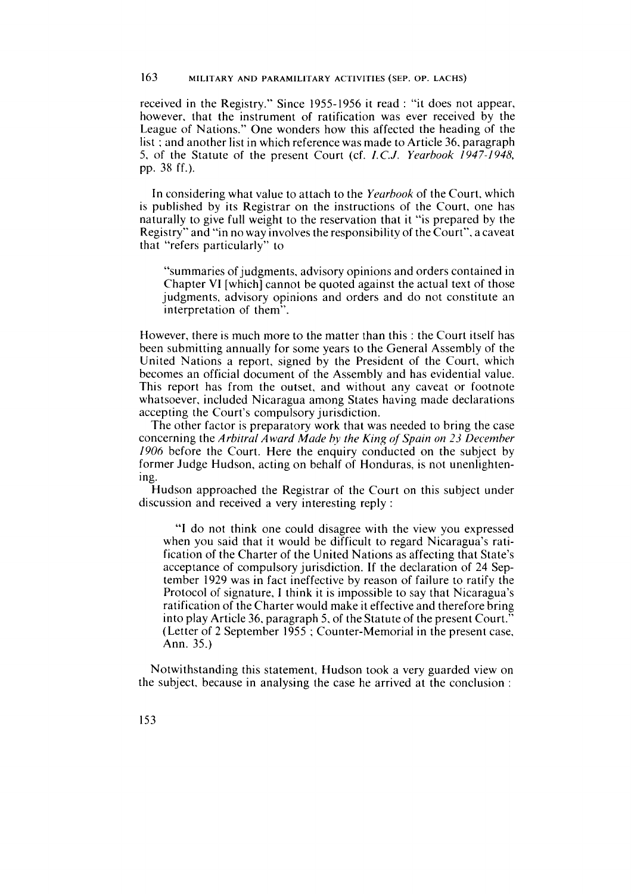received in the Registry." Since 1955-1956 it read : "it does not appear, however, that the instrument of ratification was ever received by the League of Nations." One wonders how this affected the heading of the list ; and another list in which reference was made to Article 36, paragraph 5, of the Statute of the present Court (cf. *I.C.J. Yearbook 1947-1948*, pp. 38 ff.).

In considering what value to attach to the *Yearbook* of the Court, which is published by its Registrar on the instructions of the Court, one has naturally to give full weight to the reservation that it "is prepared by the Registry" and "in no way involves the responsibility of the Court", a caveat that "refers particularly" to

> "summaries of judgments, advisory opinions and orders contained in Chapter VI [which] cannot be quoted against the actual text of those judgments, advisory opinions and orders and do not constitute an interpretation of them".

However, there is much more to the matter than this : the Court itself has been submitting annually for some years to the General Assembly of the United Nations a report, signed by the President of the Court, which becomes an official document of the Assembly and has evidential value. This report has from the outset, and without any caveat or footnote whatsoever, included Nicaragua among States having made declarations accepting the Court's compulsory jurisdiction.

The other factor is preparatory work that was needed to bring the case concerning the *Arbitral Award Made by the King of Spain on 23 December 1906* before the Court. Here the enquiry conducted on the subject by former Judge Hudson, acting on behalf of Honduras, is not unenlightening.

Hudson approached the Registrar of the Court on this subject under discussion and received a very interesting reply :

> "I do not think one could disagree with the view you expressed when you said that it would be difficult to regard Nicaragua's ratification of the Charter of the United Nations as affecting that State's acceptance of compulsory jurisdiction. If the declaration of 24 September 1929 was in fact ineffective by reason of failure to ratify the Protocol of signature, I think it is impossible to say that Nicaragua's ratification of the Charter would make it effective and therefore bring into play Article 36, paragraph 5, of the Statute of the present Court." (Letter of 2 September 1955 ; Counter-Memorial in the present case, Ann. 35.)

Notwithstanding this statement, Hudson took a very guarded view on the subject, because in analysing the case he arrived at the conclusion :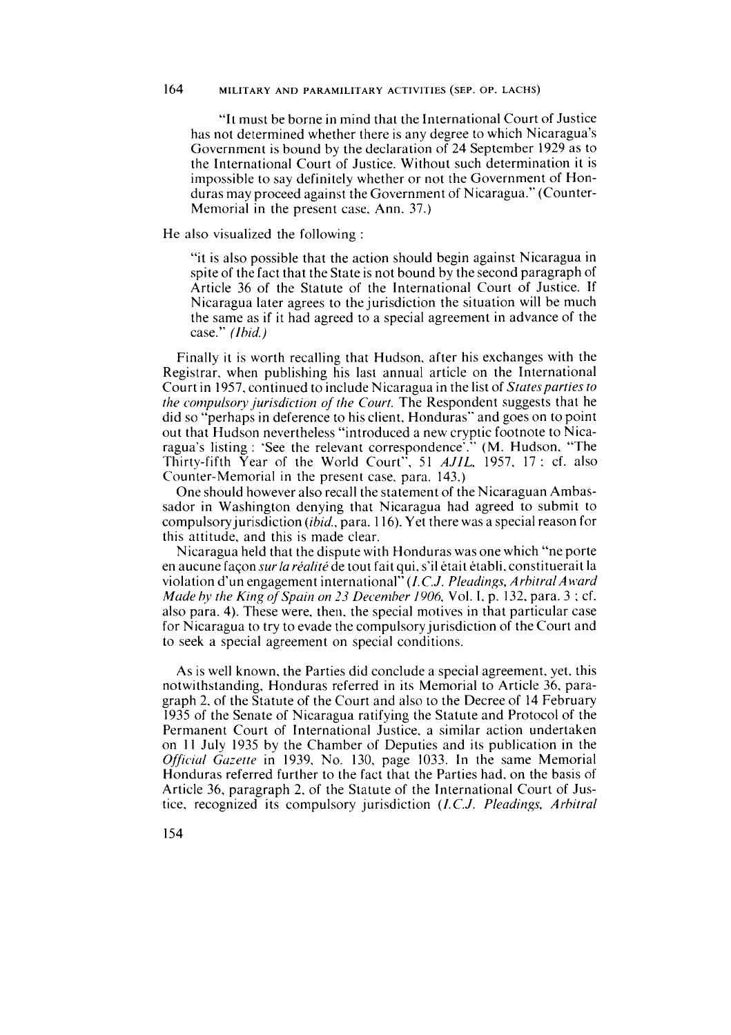> "It must be borne in mind that the International Court of Justice has not determined whether there is any degree to which Nicaragua's Government is bound by the declaration of 24 September 1929 as to the International Court of Justice. Without such determination it is impossible to say definitely whether or not the Government of Honduras may proceed against the Government of Nicaragua." (Counter-Memorial in the present case, Ann. 37.)

He also visualized the following :

> "it is also possible that the action should begin against Nicaragua in spite of the fact that the State is not bound by the second paragraph of Article 36 of the Statute of the International Court of Justice. If Nicaragua later agrees to the jurisdiction the situation will be much the same as if it had agreed to a special agreement in advance of the case." (*Ibid.*)

Finally it is worth recalling that Hudson, after his exchanges with the Registrar, when publishing his last annual article on the International Court in 1957, continued to include Nicaragua in the list of *States parties to the compulsory jurisdiction of the Court.* The Respondent suggests that he did so "perhaps in deference to his client, Honduras" and goes on to point out that Hudson nevertheless "introduced a new cryptic footnote to Nicaragua's listing : 'See the relevant correspondence'." (M. Hudson, "The Thirty-fifth Year of the World Court", 51 *AJIL*, 1957, 17 ; cf. also Counter-Memorial in the present case, para. 143.)

One should however also recall the statement of the Nicaraguan Ambassador in Washington denying that Nicaragua had agreed to submit to compulsory jurisdiction (*ibid.*, para. 116). Yet there was a special reason for this attitude, and this is made clear.

Nicaragua held that the dispute with Honduras was one which "ne porte en aucune façon *sur la réalité* de tout fait qui, s'il était établi, constituerait la violation d'un engagement international" (*I.C.J. Pleadings, Arbitral Award Made by the King of Spain on 23 December 1906*, Vol. I, p. 132, para. 3 ; cf. also para. 4). These were, then, the special motives in that particular case for Nicaragua to try to evade the compulsory jurisdiction of the Court and to seek a special agreement on special conditions.

As is well known, the Parties did conclude a special agreement, yet, this notwithstanding, Honduras referred in its Memorial to Article 36, paragraph 2, of the Statute of the Court and also to the Decree of 14 February 1935 of the Senate of Nicaragua ratifying the Statute and Protocol of the Permanent Court of International Justice, a similar action undertaken on 11 July 1935 by the Chamber of Deputies and its publication in the *Official Gazette* in 1939, No. 130, page 1033. In the same Memorial Honduras referred further to the fact that the Parties had, on the basis of Article 36, paragraph 2, of the Statute of the International Court of Justice, recognized its compulsory jurisdiction (*I.C.J. Pleadings, Arbitral*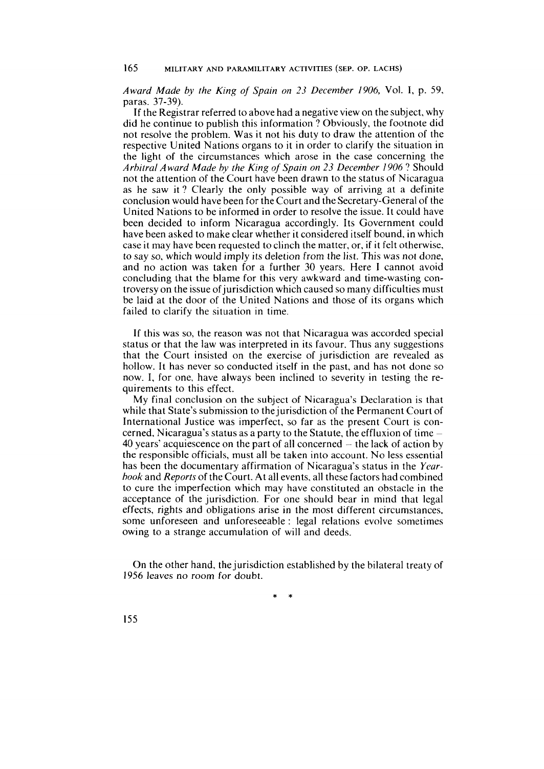*Award Made by the King of Spain on 23 December 1906*, Vol. I, p. 59, paras. 37-39).

If the Registrar referred to above had a negative view on the subject, why did he continue to publish this information ? Obviously, the footnote did not resolve the problem. Was it not his duty to draw the attention of the respective United Nations organs to it in order to clarify the situation in the light of the circumstances which arose in the case concerning the *Arbitral Award Made by the King of Spain on 23 December 1906* ? Should not the attention of the Court have been drawn to the status of Nicaragua as he saw it ? Clearly the only possible way of arriving at a definite conclusion would have been for the Court and the Secretary-General of the United Nations to be informed in order to resolve the issue. It could have been decided to inform Nicaragua accordingly. Its Government could have been asked to make clear whether it considered itself bound, in which case it may have been requested to clinch the matter, or, if it felt otherwise, to say so, which would imply its deletion from the list. This was not done, and no action was taken for a further 30 years. Here I cannot avoid concluding that the blame for this very awkward and time-wasting controversy on the issue of jurisdiction which caused so many difficulties must be laid at the door of the United Nations and those of its organs which failed to clarify the situation in time.

If this was so, the reason was not that Nicaragua was accorded special status or that the law was interpreted in its favour. Thus any suggestions that the Court insisted on the exercise of jurisdiction are revealed as hollow. It has never so conducted itself in the past, and has not done so now. I, for one, have always been inclined to severity in testing the requirements to this effect.

My final conclusion on the subject of Nicaragua's Declaration is that while that State's submission to the jurisdiction of the Permanent Court of International Justice was imperfect, so far as the present Court is concerned, Nicaragua's status as a party to the Statute, the effluxion of time – 40 years' acquiescence on the part of all concerned – the lack of action by the responsible officials, must all be taken into account. No less essential has been the documentary affirmation of Nicaragua's status in the *Yearbook* and *Reports* of the Court. At all events, all these factors had combined to cure the imperfection which may have constituted an obstacle in the acceptance of the jurisdiction. For one should bear in mind that legal effects, rights and obligations arise in the most different circumstances, some unforeseen and unforeseeable : legal relations evolve sometimes owing to a strange accumulation of will and deeds.

On the other hand, the jurisdiction established by the bilateral treaty of 1956 leaves no room for doubt.

\* \*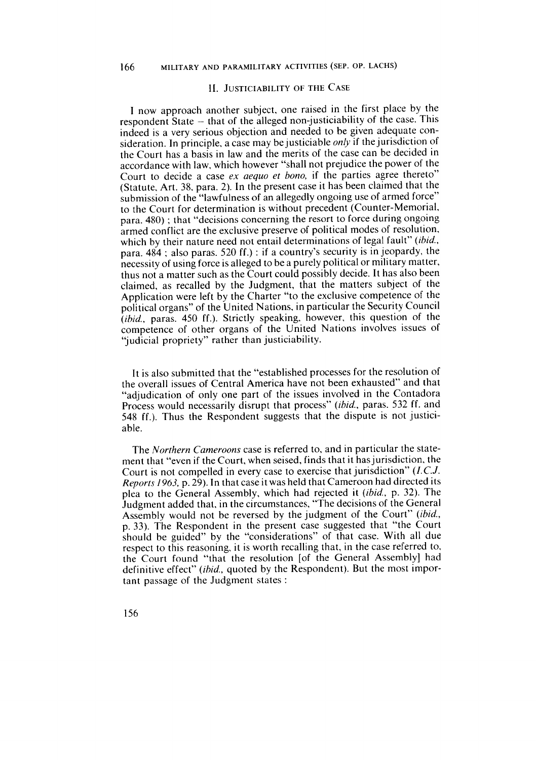## II. Justiciability of the Case

I now approach another subject, one raised in the first place by the respondent State – that of the alleged non-justiciability of the case. This indeed is a very serious objection and needed to be given adequate consideration. In principle, a case may be justiciable *only* if the jurisdiction of the Court has a basis in law and the merits of the case can be decided in accordance with law, which however "shall not prejudice the power of the Court to decide a case *ex aequo et bono*, if the parties agree thereto" (Statute, Art. 38, para. 2). In the present case it has been claimed that the submission of the "lawfulness of an allegedly ongoing use of armed force" to the Court for determination is without precedent (Counter-Memorial, para. 480) ; that "decisions concerning the resort to force during ongoing armed conflict are the exclusive preserve of political modes of resolution, which by their nature need not entail determinations of legal fault" (*ibid.*, para. 484 ; also paras. 520 ff.) : if a country's security is in jeopardy, the necessity of using force is alleged to be a purely political or military matter, thus not a matter such as the Court could possibly decide. It has also been claimed, as recalled by the Judgment, that the matters subject of the Application were left by the Charter "to the exclusive competence of the political organs" of the United Nations, in particular the Security Council (*ibid.*, paras. 450 ff.). Strictly speaking, however, this question of the competence of other organs of the United Nations involves issues of "judicial propriety" rather than justiciability.

It is also submitted that the "established processes for the resolution of the overall issues of Central America have not been exhausted" and that "adjudication of only one part of the issues involved in the Contadora Process would necessarily disrupt that process" (*ibid.*, paras. 532 ff. and 548 ff.). Thus the Respondent suggests that the dispute is not justiciable.

The *Northern Cameroons* case is referred to, and in particular the statement that "even if the Court, when seised, finds that it has jurisdiction, the Court is not compelled in every case to exercise that jurisdiction" (*I.C.J. Reports 1963*, p. 29). In that case it was held that Cameroon had directed its plea to the General Assembly, which had rejected it (*ibid.*, p. 32). The Judgment added that, in the circumstances, "The decisions of the General Assembly would not be reversed by the judgment of the Court" (*ibid.*, p. 33). The Respondent in the present case suggested that "the Court should be guided" by the "considerations" of that case. With all due respect to this reasoning, it is worth recalling that, in the case referred to, the Court found "that the resolution [of the General Assembly] had definitive effect" (*ibid.*, quoted by the Respondent). But the most important passage of the Judgment states :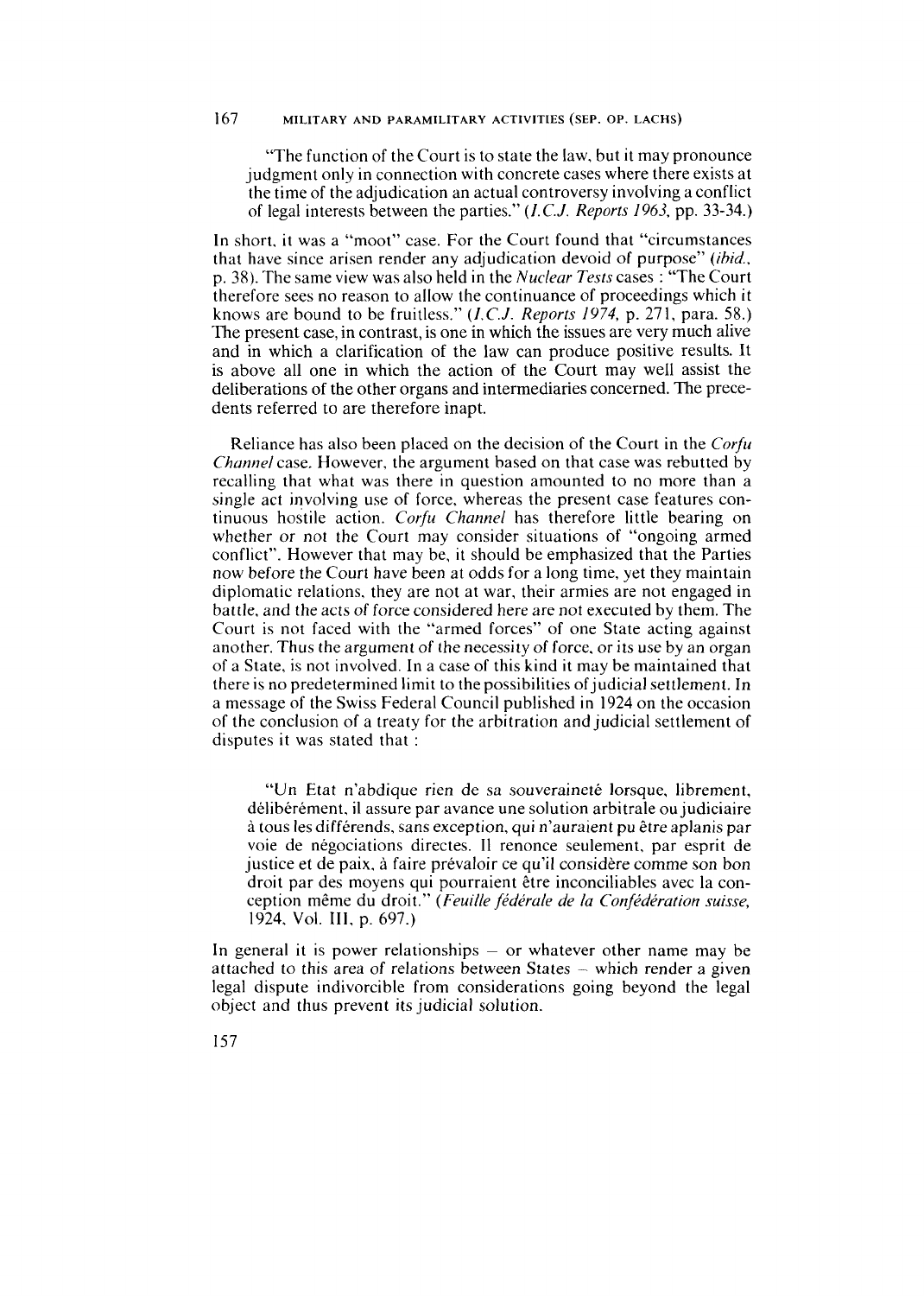"The function of the Court is to state the law, but it may pronounce judgment only in connection with concrete cases where there exists at the time of the adjudication an actual controversy involving a conflict of legal interests between the parties." (*I.C.J. Reports 1963*, pp. 33-34.)

In short, it was a "moot" case. For the Court found that "circumstances that have since arisen render any adjudication devoid of purpose" (*ibid.*, p. 38). The same view was also held in the *Nuclear Tests* cases : "The Court therefore sees no reason to allow the continuance of proceedings which it knows are bound to be fruitless." (*I.C.J. Reports 1974*, p. 271, para. 58.) The present case, in contrast, is one in which the issues are very much alive and in which a clarification of the law can produce positive results. It is above all one in which the action of the Court may well assist the deliberations of the other organs and intermediaries concerned. The precedents referred to are therefore inapt.

Reliance has also been placed on the decision of the Court in the *Corfu Channel* case. However, the argument based on that case was rebutted by recalling that what was there in question amounted to no more than a single act involving use of force, whereas the present case features continuous hostile action. *Corfu Channel* has therefore little bearing on whether or not the Court may consider situations of "ongoing armed conflict". However that may be, it should be emphasized that the Parties now before the Court have been at odds for a long time, yet they maintain diplomatic relations, they are not at war, their armies are not engaged in battle, and the acts of force considered here are not executed by them. The Court is not faced with the "armed forces" of one State acting against another. Thus the argument of the necessity of force, or its use by an organ of a State, is not involved. In a case of this kind it may be maintained that there is no predetermined limit to the possibilities of judicial settlement. In a message of the Swiss Federal Council published in 1924 on the occasion of the conclusion of a treaty for the arbitration and judicial settlement of disputes it was stated that :

"Un Etat n'abdique rien de sa souveraineté lorsque, librement, délibérément, il assure par avance une solution arbitrale ou judiciaire à tous les différends, sans exception, qui n'auraient pu être aplanis par voie de négociations directes. Il renonce seulement, par esprit de justice et de paix, à faire prévaloir ce qu'il considère comme son bon droit par des moyens qui pourraient être inconciliables avec la conception même du droit." (*Feuille fédérale de la Confédération suisse*, 1924, Vol. III, p. 697.)

In general it is power relationships – or whatever other name may be attached to this area of relations between States – which render a given legal dispute indivorcible from considerations going beyond the legal object and thus prevent its judicial solution.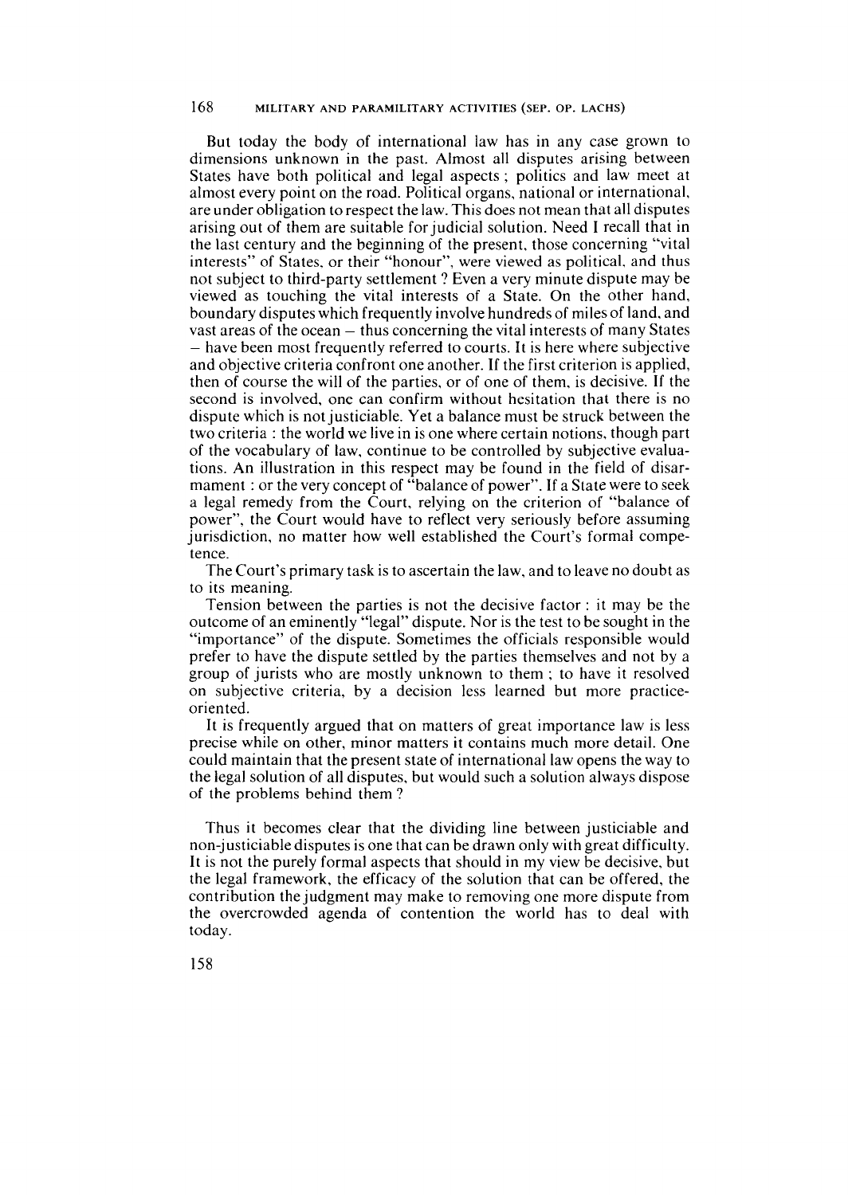But today the body of international law has in any case grown to dimensions unknown in the past. Almost all disputes arising between States have both political and legal aspects ; politics and law meet at almost every point on the road. Political organs, national or international, are under obligation to respect the law. This does not mean that all disputes arising out of them are suitable for judicial solution. Need I recall that in the last century and the beginning of the present, those concerning "vital interests" of States, or their "honour", were viewed as political, and thus not subject to third-party settlement ? Even a very minute dispute may be viewed as touching the vital interests of a State. On the other hand, boundary disputes which frequently involve hundreds of miles of land, and vast areas of the ocean – thus concerning the vital interests of many States – have been most frequently referred to courts. It is here where subjective and objective criteria confront one another. If the first criterion is applied, then of course the will of the parties, or of one of them, is decisive. If the second is involved, one can confirm without hesitation that there is no dispute which is not justiciable. Yet a balance must be struck between the two criteria : the world we live in is one where certain notions, though part of the vocabulary of law, continue to be controlled by subjective evaluations. An illustration in this respect may be found in the field of disarmament : or the very concept of "balance of power". If a State were to seek a legal remedy from the Court, relying on the criterion of "balance of power", the Court would have to reflect very seriously before assuming jurisdiction, no matter how well established the Court's formal competence.

The Court's primary task is to ascertain the law, and to leave no doubt as to its meaning.

Tension between the parties is not the decisive factor : it may be the outcome of an eminently "legal" dispute. Nor is the test to be sought in the "importance" of the dispute. Sometimes the officials responsible would prefer to have the dispute settled by the parties themselves and not by a group of jurists who are mostly unknown to them ; to have it resolved on subjective criteria, by a decision less learned but more practice-oriented.

It is frequently argued that on matters of great importance law is less precise while on other, minor matters it contains much more detail. One could maintain that the present state of international law opens the way to the legal solution of all disputes, but would such a solution always dispose of the problems behind them ?

Thus it becomes clear that the dividing line between justiciable and non-justiciable disputes is one that can be drawn only with great difficulty. It is not the purely formal aspects that should in my view be decisive, but the legal framework, the efficacy of the solution that can be offered, the contribution the judgment may make to removing one more dispute from the overcrowded agenda of contention the world has to deal with today.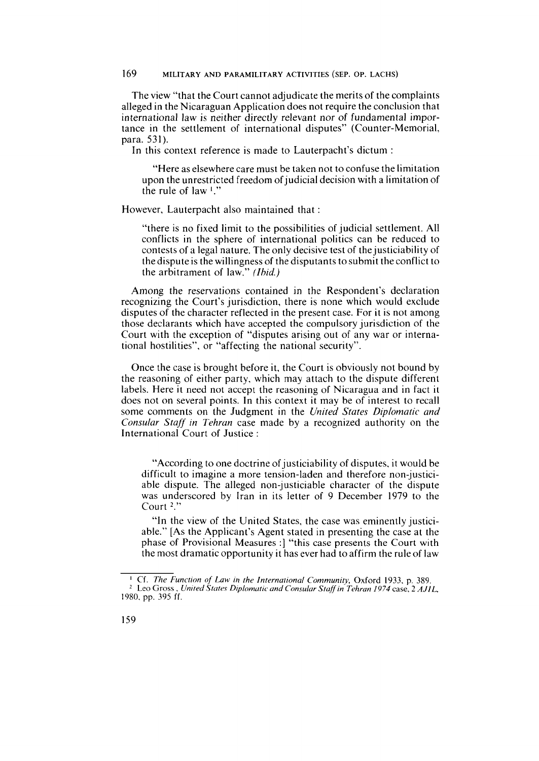The view "that the Court cannot adjudicate the merits of the complaints alleged in the Nicaraguan Application does not require the conclusion that international law is neither directly relevant nor of fundamental importance in the settlement of international disputes" (Counter-Memorial, para. 531).

In this context reference is made to Lauterpacht's dictum :

> "Here as elsewhere care must be taken not to confuse the limitation upon the unrestricted freedom of judicial decision with a limitation of the rule of law [1]."

However, Lauterpacht also maintained that :

> "there is no fixed limit to the possibilities of judicial settlement. All conflicts in the sphere of international politics can be reduced to contests of a legal nature. The only decisive test of the justiciability of the dispute is the willingness of the disputants to submit the conflict to the arbitrament of law." *(Ibid.)*

Among the reservations contained in the Respondent's declaration recognizing the Court's jurisdiction, there is none which would exclude disputes of the character reflected in the present case. For it is not among those declarants which have accepted the compulsory jurisdiction of the Court with the exception of "disputes arising out of any war or international hostilities", or "affecting the national security".

Once the case is brought before it, the Court is obviously not bound by the reasoning of either party, which may attach to the dispute different labels. Here it need not accept the reasoning of Nicaragua and in fact it does not on several points. In this context it may be of interest to recall some comments on the Judgment in the *United States Diplomatic and Consular Staff in Tehran* case made by a recognized authority on the International Court of Justice :

> "According to one doctrine of justiciability of disputes, it would be difficult to imagine a more tension-laden and therefore non-justiciable dispute. The alleged non-justiciable character of the dispute was underscored by Iran in its letter of 9 December 1979 to the Court [2]."
>
> "In the view of the United States, the case was eminently justiciable." [As the Applicant's Agent stated in presenting the case at the phase of Provisional Measures :] "this case presents the Court with the most dramatic opportunity it has ever had to affirm the rule of law

---

[1] Cf. *The Function of Law in the International Community*, Oxford 1933, p. 389.

[2] Leo Gross, *United States Diplomatic and Consular Staff in Tehran 1974* case, 2 *AJIL*, 1980, pp. 395 ff.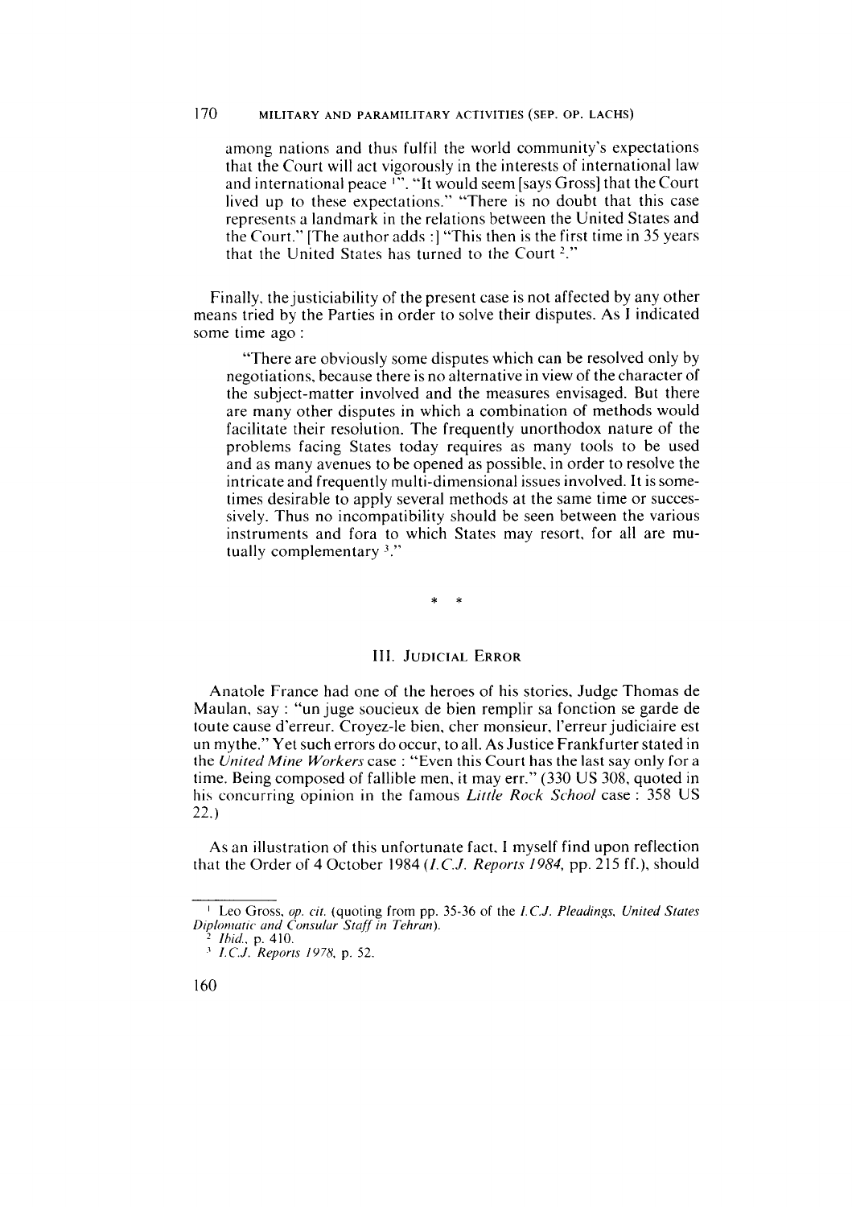among nations and thus fulfil the world community's expectations that the Court will act vigorously in the interests of international law and international peace [1]". "It would seem [says Gross] that the Court lived up to these expectations." "There is no doubt that this case represents a landmark in the relations between the United States and the Court." [The author adds :] "This then is the first time in 35 years that the United States has turned to the Court [2]."

Finally, the justiciability of the present case is not affected by any other means tried by the Parties in order to solve their disputes. As I indicated some time ago :

> "There are obviously some disputes which can be resolved only by negotiations, because there is no alternative in view of the character of the subject-matter involved and the measures envisaged. But there are many other disputes in which a combination of methods would facilitate their resolution. The frequently unorthodox nature of the problems facing States today requires as many tools to be used and as many avenues to be opened as possible, in order to resolve the intricate and frequently multi-dimensional issues involved. It is sometimes desirable to apply several methods at the same time or successively. Thus no incompatibility should be seen between the various instruments and fora to which States may resort, for all are mutually complementary [3]."

\* \*

## III. Judicial Error

Anatole France had one of the heroes of his stories, Judge Thomas de Maulan, say : "un juge soucieux de bien remplir sa fonction se garde de toute cause d'erreur. Croyez-le bien, cher monsieur, l'erreur judiciaire est un mythe." Yet such errors do occur, to all. As Justice Frankfurter stated in the *United Mine Workers* case : "Even this Court has the last say only for a time. Being composed of fallible men, it may err." (330 US 308, quoted in his concurring opinion in the famous *Little Rock School* case : 358 US 22.)

As an illustration of this unfortunate fact, I myself find upon reflection that the Order of 4 October 1984 (*I.C.J. Reports 1984*, pp. 215 ff.), should

---

[1] Leo Gross, *op. cit.* (quoting from pp. 35-36 of the *I.C.J. Pleadings, United States Diplomatic and Consular Staff in Tehran*).

[2] *Ibid.*, p. 410.

[3] *I.C.J. Reports 1978*, p. 52.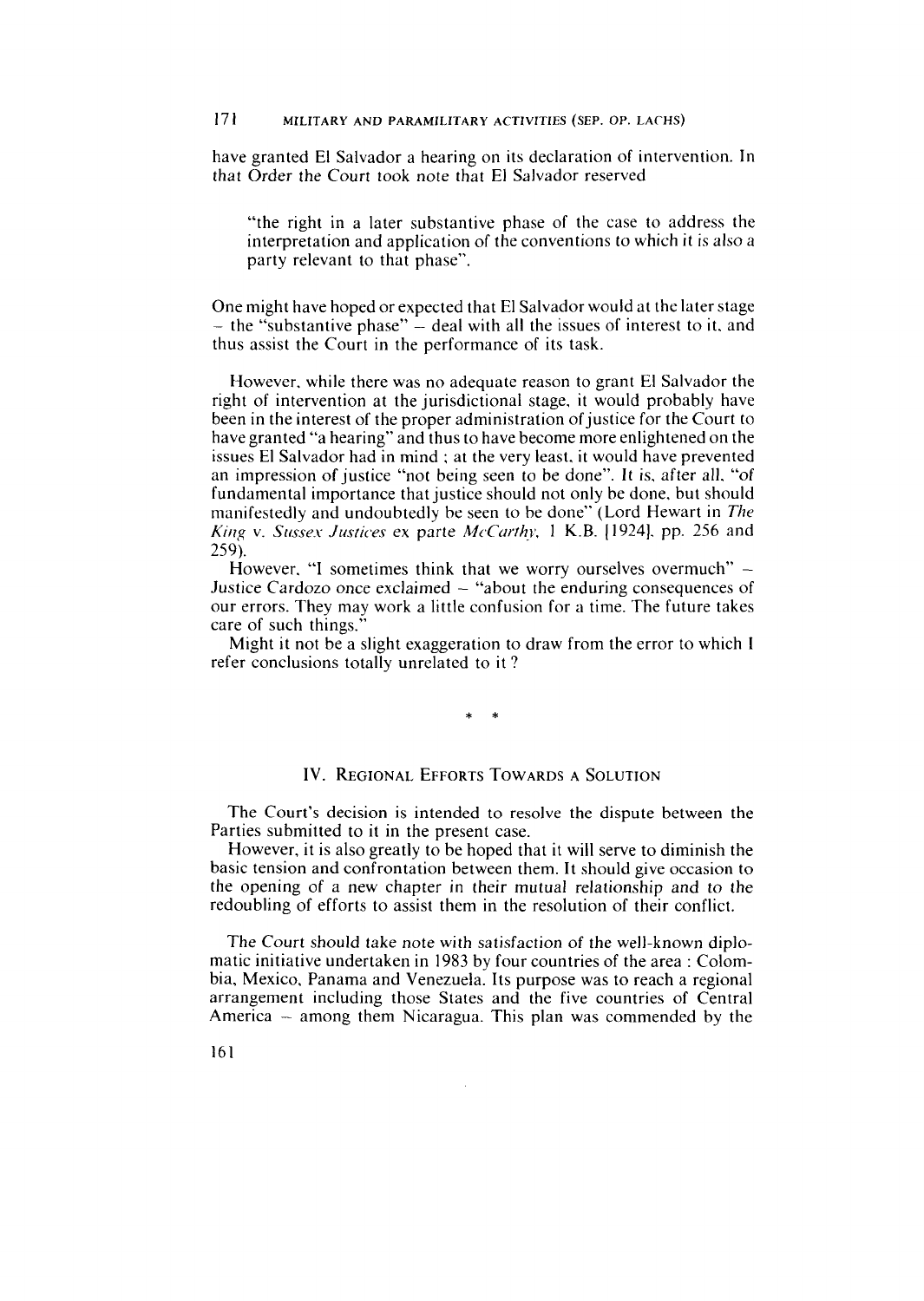have granted El Salvador a hearing on its declaration of intervention. In that Order the Court took note that El Salvador reserved

> "the right in a later substantive phase of the case to address the interpretation and application of the conventions to which it is also a party relevant to that phase".

One might have hoped or expected that El Salvador would at the later stage – the "substantive phase" – deal with all the issues of interest to it, and thus assist the Court in the performance of its task.

However, while there was no adequate reason to grant El Salvador the right of intervention at the jurisdictional stage, it would probably have been in the interest of the proper administration of justice for the Court to have granted "a hearing" and thus to have become more enlightened on the issues El Salvador had in mind ; at the very least, it would have prevented an impression of justice "not being seen to be done". It is, after all, "of fundamental importance that justice should not only be done, but should manifestedly and undoubtedly be seen to be done" (Lord Hewart in *The King* v. *Sussex Justices* ex parte *McCarthy*, 1 K.B. [1924], pp. 256 and 259).

However, "I sometimes think that we worry ourselves overmuch" – Justice Cardozo once exclaimed – "about the enduring consequences of our errors. They may work a little confusion for a time. The future takes care of such things."

Might it not be a slight exaggeration to draw from the error to which I refer conclusions totally unrelated to it ?

\* \*

## IV. Regional Efforts Towards a Solution

The Court's decision is intended to resolve the dispute between the Parties submitted to it in the present case.

However, it is also greatly to be hoped that it will serve to diminish the basic tension and confrontation between them. It should give occasion to the opening of a new chapter in their mutual relationship and to the redoubling of efforts to assist them in the resolution of their conflict.

The Court should take note with satisfaction of the well-known diplomatic initiative undertaken in 1983 by four countries of the area : Colombia, Mexico, Panama and Venezuela. Its purpose was to reach a regional arrangement including those States and the five countries of Central America – among them Nicaragua. This plan was commended by the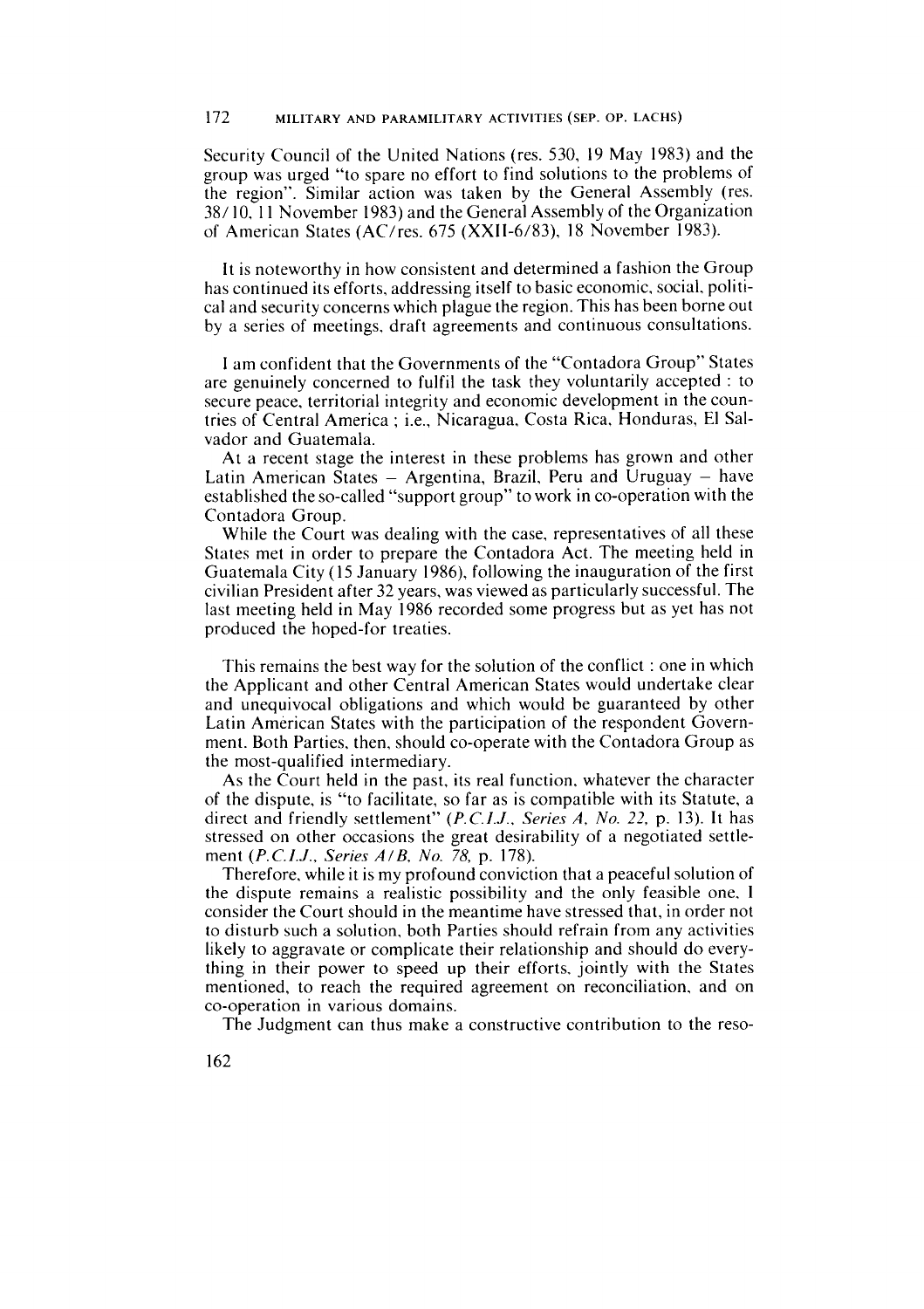Security Council of the United Nations (res. 530, 19 May 1983) and the group was urged "to spare no effort to find solutions to the problems of the region". Similar action was taken by the General Assembly (res. 38/10, 11 November 1983) and the General Assembly of the Organization of American States (AC/res. 675 (XXII-6/83), 18 November 1983).

It is noteworthy in how consistent and determined a fashion the Group has continued its efforts, addressing itself to basic economic, social, political and security concerns which plague the region. This has been borne out by a series of meetings, draft agreements and continuous consultations.

I am confident that the Governments of the "Contadora Group" States are genuinely concerned to fulfil the task they voluntarily accepted : to secure peace, territorial integrity and economic development in the countries of Central America ; i.e., Nicaragua, Costa Rica, Honduras, El Salvador and Guatemala.

At a recent stage the interest in these problems has grown and other Latin American States – Argentina, Brazil, Peru and Uruguay – have established the so-called "support group" to work in co-operation with the Contadora Group.

While the Court was dealing with the case, representatives of all these States met in order to prepare the Contadora Act. The meeting held in Guatemala City (15 January 1986), following the inauguration of the first civilian President after 32 years, was viewed as particularly successful. The last meeting held in May 1986 recorded some progress but as yet has not produced the hoped-for treaties.

This remains the best way for the solution of the conflict : one in which the Applicant and other Central American States would undertake clear and unequivocal obligations and which would be guaranteed by other Latin American States with the participation of the respondent Government. Both Parties, then, should co-operate with the Contadora Group as the most-qualified intermediary.

As the Court held in the past, its real function, whatever the character of the dispute, is "to facilitate, so far as is compatible with its Statute, a direct and friendly settlement" (*P.C.I.J., Series A, No. 22*, p. 13). It has stressed on other occasions the great desirability of a negotiated settlement (*P.C.I.J., Series A/B, No. 78*, p. 178).

Therefore, while it is my profound conviction that a peaceful solution of the dispute remains a realistic possibility and the only feasible one, I consider the Court should in the meantime have stressed that, in order not to disturb such a solution, both Parties should refrain from any activities likely to aggravate or complicate their relationship and should do everything in their power to speed up their efforts, jointly with the States mentioned, to reach the required agreement on reconciliation, and on co-operation in various domains.

The Judgment can thus make a constructive contribution to the reso-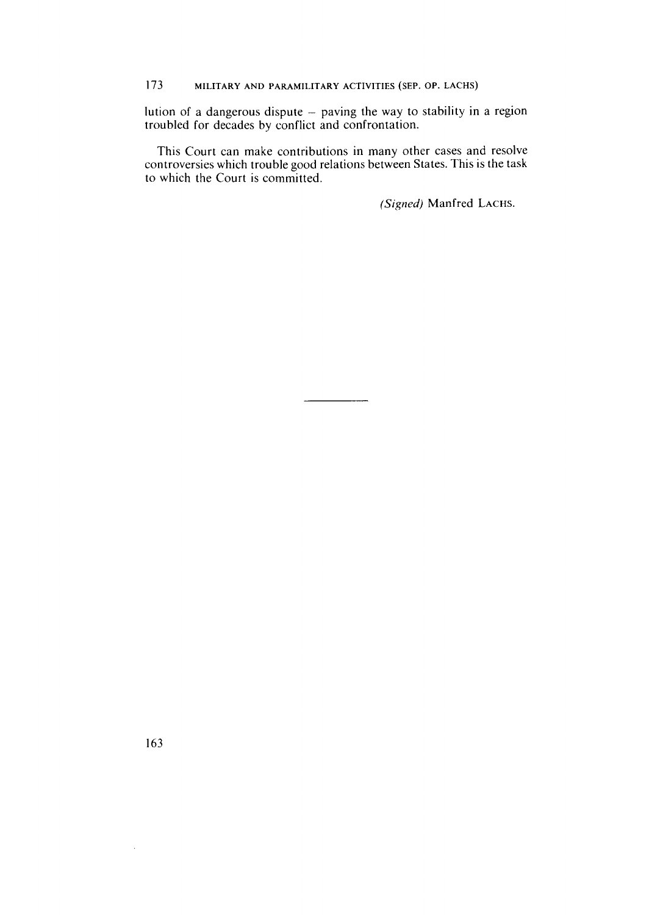lution of a dangerous dispute – paving the way to stability in a region troubled for decades by conflict and confrontation.

This Court can make contributions in many other cases and resolve controversies which trouble good relations between States. This is the task to which the Court is committed.

*(Signed)* Manfred LACHS.